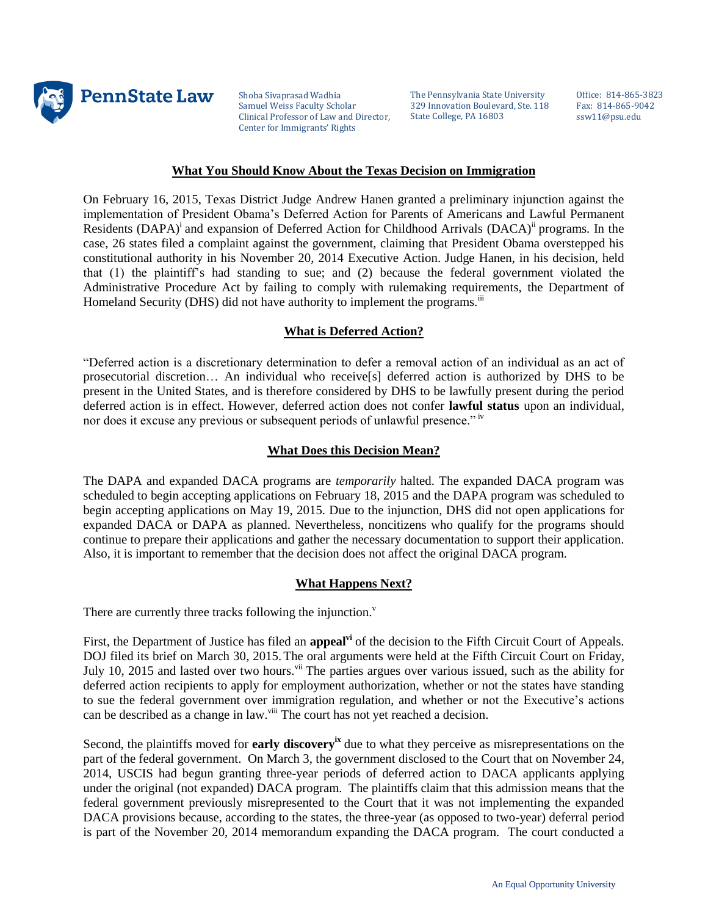PennState Law

Shoba Sivaprasad Wadhia
Samuel Weiss Faculty Scholar
Clinical Professor of Law and Director,
Center for Immigrants' Rights

The Pennsylvania State University
329 Innovation Boulevard, Ste. 118
State College, PA 16803

Office: 814-865-3823
Fax: 814-865-9042
ssw11@psu.edu

## What You Should Know About the Texas Decision on Immigration

On February 16, 2015, Texas District Judge Andrew Hanen granted a preliminary injunction against the implementation of President Obama's Deferred Action for Parents of Americans and Lawful Permanent Residents (DAPA)[i] and expansion of Deferred Action for Childhood Arrivals (DACA)[ii] programs. In the case, 26 states filed a complaint against the government, claiming that President Obama overstepped his constitutional authority in his November 20, 2014 Executive Action. Judge Hanen, in his decision, held that (1) the plaintiff's had standing to sue; and (2) because the federal government violated the Administrative Procedure Act by failing to comply with rulemaking requirements, the Department of Homeland Security (DHS) did not have authority to implement the programs.[iii]

## What is Deferred Action?

"Deferred action is a discretionary determination to defer a removal action of an individual as an act of prosecutorial discretion… An individual who receive[s] deferred action is authorized by DHS to be present in the United States, and is therefore considered by DHS to be lawfully present during the period deferred action is in effect. However, deferred action does not confer **lawful status** upon an individual, nor does it excuse any previous or subsequent periods of unlawful presence." [iv]

## What Does this Decision Mean?

The DAPA and expanded DACA programs are *temporarily* halted. The expanded DACA program was scheduled to begin accepting applications on February 18, 2015 and the DAPA program was scheduled to begin accepting applications on May 19, 2015. Due to the injunction, DHS did not open applications for expanded DACA or DAPA as planned. Nevertheless, noncitizens who qualify for the programs should continue to prepare their applications and gather the necessary documentation to support their application. Also, it is important to remember that the decision does not affect the original DACA program.

## What Happens Next?

There are currently three tracks following the injunction.[v]

First, the Department of Justice has filed an **appeal**[vi] of the decision to the Fifth Circuit Court of Appeals. DOJ filed its brief on March 30, 2015. The oral arguments were held at the Fifth Circuit Court on Friday, July 10, 2015 and lasted over two hours.[vii] The parties argues over various issued, such as the ability for deferred action recipients to apply for employment authorization, whether or not the states have standing to sue the federal government over immigration regulation, and whether or not the Executive's actions can be described as a change in law.[viii] The court has not yet reached a decision.

Second, the plaintiffs moved for **early discovery**[ix] due to what they perceive as misrepresentations on the part of the federal government. On March 3, the government disclosed to the Court that on November 24, 2014, USCIS had begun granting three-year periods of deferred action to DACA applicants applying under the original (not expanded) DACA program. The plaintiffs claim that this admission means that the federal government previously misrepresented to the Court that it was not implementing the expanded DACA provisions because, according to the states, the three-year (as opposed to two-year) deferral period is part of the November 20, 2014 memorandum expanding the DACA program. The court conducted a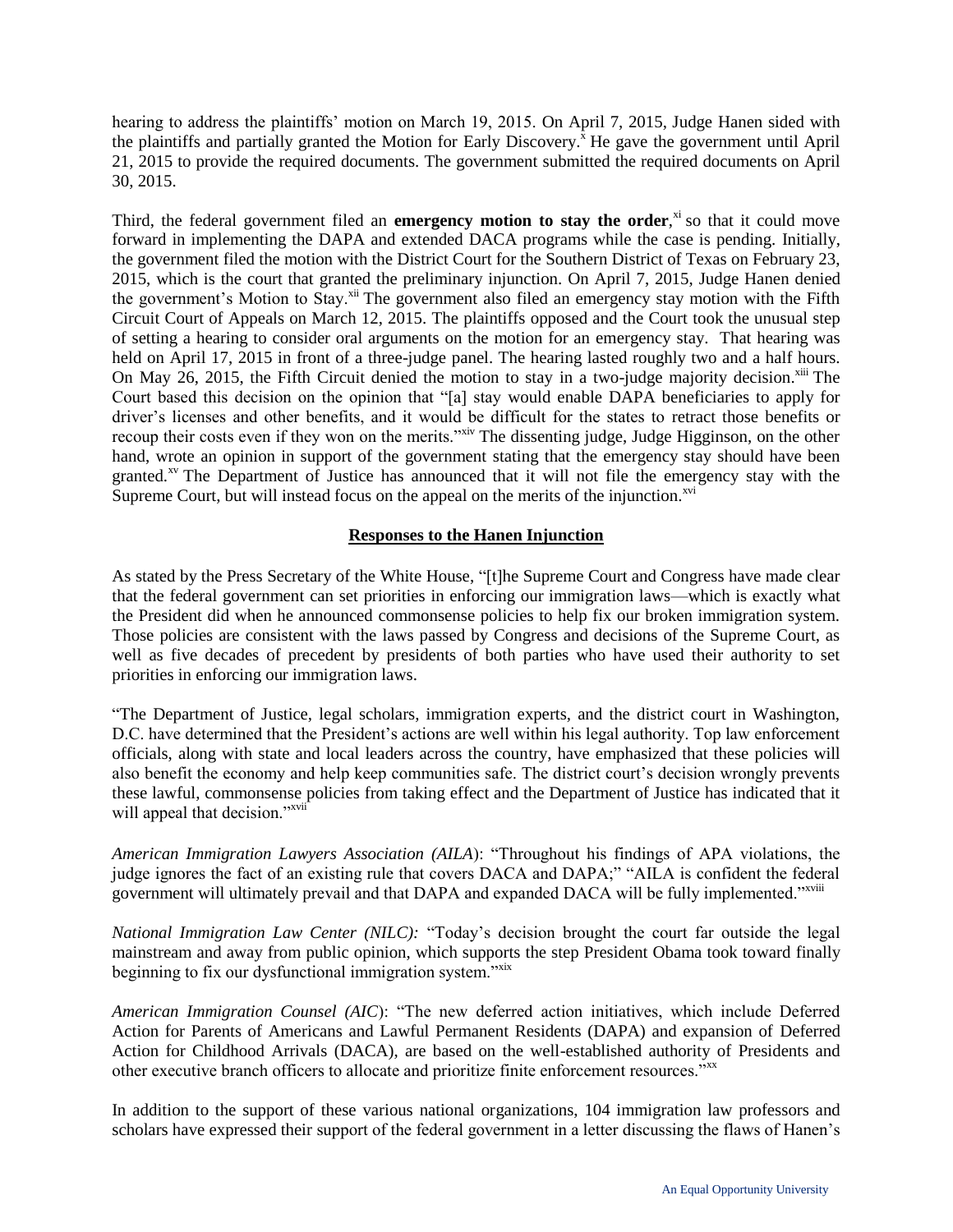hearing to address the plaintiffs' motion on March 19, 2015. On April 7, 2015, Judge Hanen sided with the plaintiffs and partially granted the Motion for Early Discovery.[x] He gave the government until April 21, 2015 to provide the required documents. The government submitted the required documents on April 30, 2015.

Third, the federal government filed an **emergency motion to stay the order**,[xi] so that it could move forward in implementing the DAPA and extended DACA programs while the case is pending. Initially, the government filed the motion with the District Court for the Southern District of Texas on February 23, 2015, which is the court that granted the preliminary injunction. On April 7, 2015, Judge Hanen denied the government's Motion to Stay.[xii] The government also filed an emergency stay motion with the Fifth Circuit Court of Appeals on March 12, 2015. The plaintiffs opposed and the Court took the unusual step of setting a hearing to consider oral arguments on the motion for an emergency stay. That hearing was held on April 17, 2015 in front of a three-judge panel. The hearing lasted roughly two and a half hours. On May 26, 2015, the Fifth Circuit denied the motion to stay in a two-judge majority decision.[xiii] The Court based this decision on the opinion that "[a] stay would enable DAPA beneficiaries to apply for driver's licenses and other benefits, and it would be difficult for the states to retract those benefits or recoup their costs even if they won on the merits."[xiv] The dissenting judge, Judge Higginson, on the other hand, wrote an opinion in support of the government stating that the emergency stay should have been granted.[xv] The Department of Justice has announced that it will not file the emergency stay with the Supreme Court, but will instead focus on the appeal on the merits of the injunction.[xvi]

## Responses to the Hanen Injunction

As stated by the Press Secretary of the White House, "[t]he Supreme Court and Congress have made clear that the federal government can set priorities in enforcing our immigration laws—which is exactly what the President did when he announced commonsense policies to help fix our broken immigration system. Those policies are consistent with the laws passed by Congress and decisions of the Supreme Court, as well as five decades of precedent by presidents of both parties who have used their authority to set priorities in enforcing our immigration laws.

"The Department of Justice, legal scholars, immigration experts, and the district court in Washington, D.C. have determined that the President's actions are well within his legal authority. Top law enforcement officials, along with state and local leaders across the country, have emphasized that these policies will also benefit the economy and help keep communities safe. The district court's decision wrongly prevents these lawful, commonsense policies from taking effect and the Department of Justice has indicated that it will appeal that decision."[xvii]

*American Immigration Lawyers Association (AILA*): "Throughout his findings of APA violations, the judge ignores the fact of an existing rule that covers DACA and DAPA;" "AILA is confident the federal government will ultimately prevail and that DAPA and expanded DACA will be fully implemented."[xviii]

*National Immigration Law Center (NILC):* "Today's decision brought the court far outside the legal mainstream and away from public opinion, which supports the step President Obama took toward finally beginning to fix our dysfunctional immigration system."[xix]

*American Immigration Counsel (AIC*): "The new deferred action initiatives, which include Deferred Action for Parents of Americans and Lawful Permanent Residents (DAPA) and expansion of Deferred Action for Childhood Arrivals (DACA), are based on the well-established authority of Presidents and other executive branch officers to allocate and prioritize finite enforcement resources."[xx]

In addition to the support of these various national organizations, 104 immigration law professors and scholars have expressed their support of the federal government in a letter discussing the flaws of Hanen's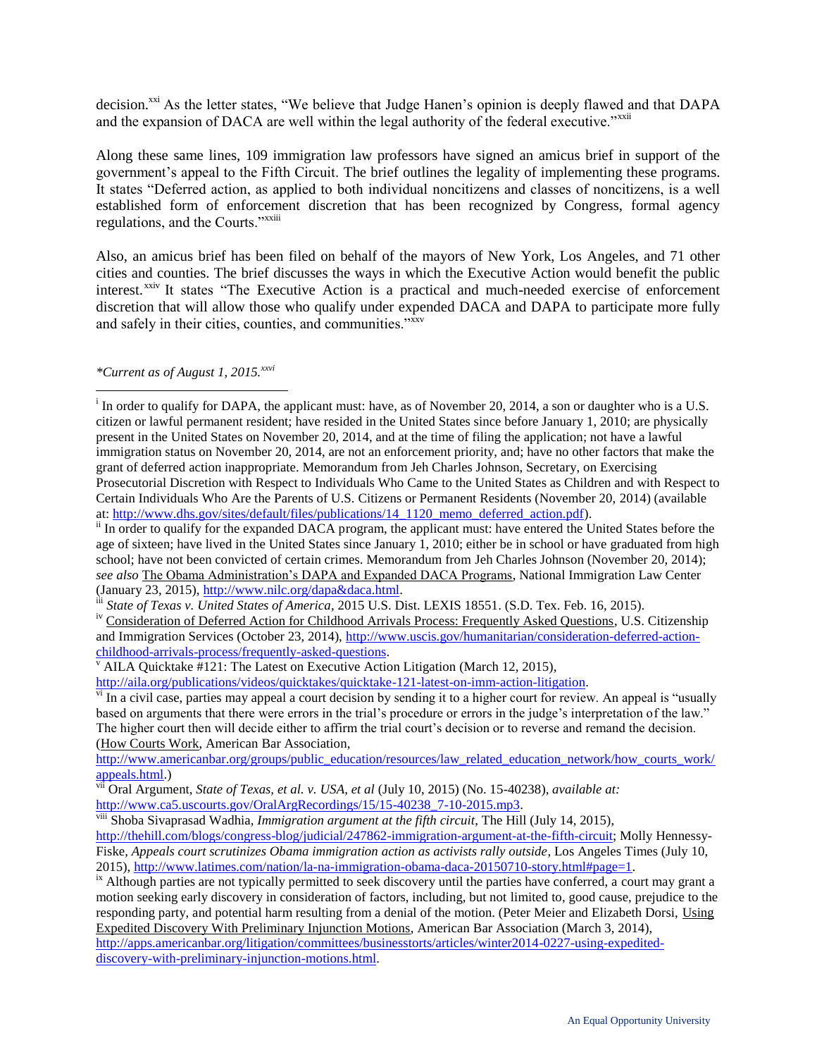decision.[xxi] As the letter states, “We believe that Judge Hanen’s opinion is deeply flawed and that DAPA and the expansion of DACA are well within the legal authority of the federal executive.”[xxii]

Along these same lines, 109 immigration law professors have signed an amicus brief in support of the government’s appeal to the Fifth Circuit. The brief outlines the legality of implementing these programs. It states “Deferred action, as applied to both individual noncitizens and classes of noncitizens, is a well established form of enforcement discretion that has been recognized by Congress, formal agency regulations, and the Courts.”[xxiii]

Also, an amicus brief has been filed on behalf of the mayors of New York, Los Angeles, and 71 other cities and counties. The brief discusses the ways in which the Executive Action would benefit the public interest.[xxiv] It states “The Executive Action is a practical and much-needed exercise of enforcement discretion that will allow those who qualify under expended DACA and DAPA to participate more fully and safely in their cities, counties, and communities.”[xxv]

*\*Current as of August 1, 2015.[xxvi]*

---

[i] In order to qualify for DAPA, the applicant must: have, as of November 20, 2014, a son or daughter who is a U.S. citizen or lawful permanent resident; have resided in the United States since before January 1, 2010; are physically present in the United States on November 20, 2014, and at the time of filing the application; not have a lawful immigration status on November 20, 2014, are not an enforcement priority, and; have no other factors that make the grant of deferred action inappropriate. Memorandum from Jeh Charles Johnson, Secretary, on Exercising Prosecutorial Discretion with Respect to Individuals Who Came to the United States as Children and with Respect to Certain Individuals Who Are the Parents of U.S. Citizens or Permanent Residents (November 20, 2014) (available at: http://www.dhs.gov/sites/default/files/publications/14_1120_memo_deferred_action.pdf).

[ii] In order to qualify for the expanded DACA program, the applicant must: have entered the United States before the age of sixteen; have lived in the United States since January 1, 2010; either be in school or have graduated from high school; have not been convicted of certain crimes. Memorandum from Jeh Charles Johnson (November 20, 2014); *see also* The Obama Administration’s DAPA and Expanded DACA Programs, National Immigration Law Center (January 23, 2015), http://www.nilc.org/dapa&daca.html.

[iii] *State of Texas v. United States of America*, 2015 U.S. Dist. LEXIS 18551. (S.D. Tex. Feb. 16, 2015).

[iv] Consideration of Deferred Action for Childhood Arrivals Process: Frequently Asked Questions, U.S. Citizenship and Immigration Services (October 23, 2014), http://www.uscis.gov/humanitarian/consideration-deferred-action-childhood-arrivals-process/frequently-asked-questions.

[v] AILA Quicktake #121: The Latest on Executive Action Litigation (March 12, 2015), http://aila.org/publications/videos/quicktakes/quicktake-121-latest-on-imm-action-litigation.

[vi] In a civil case, parties may appeal a court decision by sending it to a higher court for review. An appeal is “usually based on arguments that there were errors in the trial’s procedure or errors in the judge’s interpretation of the law.” The higher court then will decide either to affirm the trial court’s decision or to reverse and remand the decision. (How Courts Work, American Bar Association, http://www.americanbar.org/groups/public_education/resources/law_related_education_network/how_courts_work/appeals.html.)

[vii] Oral Argument, *State of Texas, et al. v. USA, et al* (July 10, 2015) (No. 15-40238), *available at:* http://www.ca5.uscourts.gov/OralArgRecordings/15/15-40238_7-10-2015.mp3.

[viii] Shoba Sivaprasad Wadhia, *Immigration argument at the fifth circuit*, The Hill (July 14, 2015), http://thehill.com/blogs/congress-blog/judicial/247862-immigration-argument-at-the-fifth-circuit; Molly Hennessy-Fiske, *Appeals court scrutinizes Obama immigration action as activists rally outside*, Los Angeles Times (July 10, 2015), http://www.latimes.com/nation/la-na-immigration-obama-daca-20150710-story.html#page=1.

[ix] Although parties are not typically permitted to seek discovery until the parties have conferred, a court may grant a motion seeking early discovery in consideration of factors, including, but not limited to, good cause, prejudice to the responding party, and potential harm resulting from a denial of the motion. (Peter Meier and Elizabeth Dorsi, Using Expedited Discovery With Preliminary Injunction Motions, American Bar Association (March 3, 2014), http://apps.americanbar.org/litigation/committees/businesstorts/articles/winter2014-0227-using-expedited-discovery-with-preliminary-injunction-motions.html.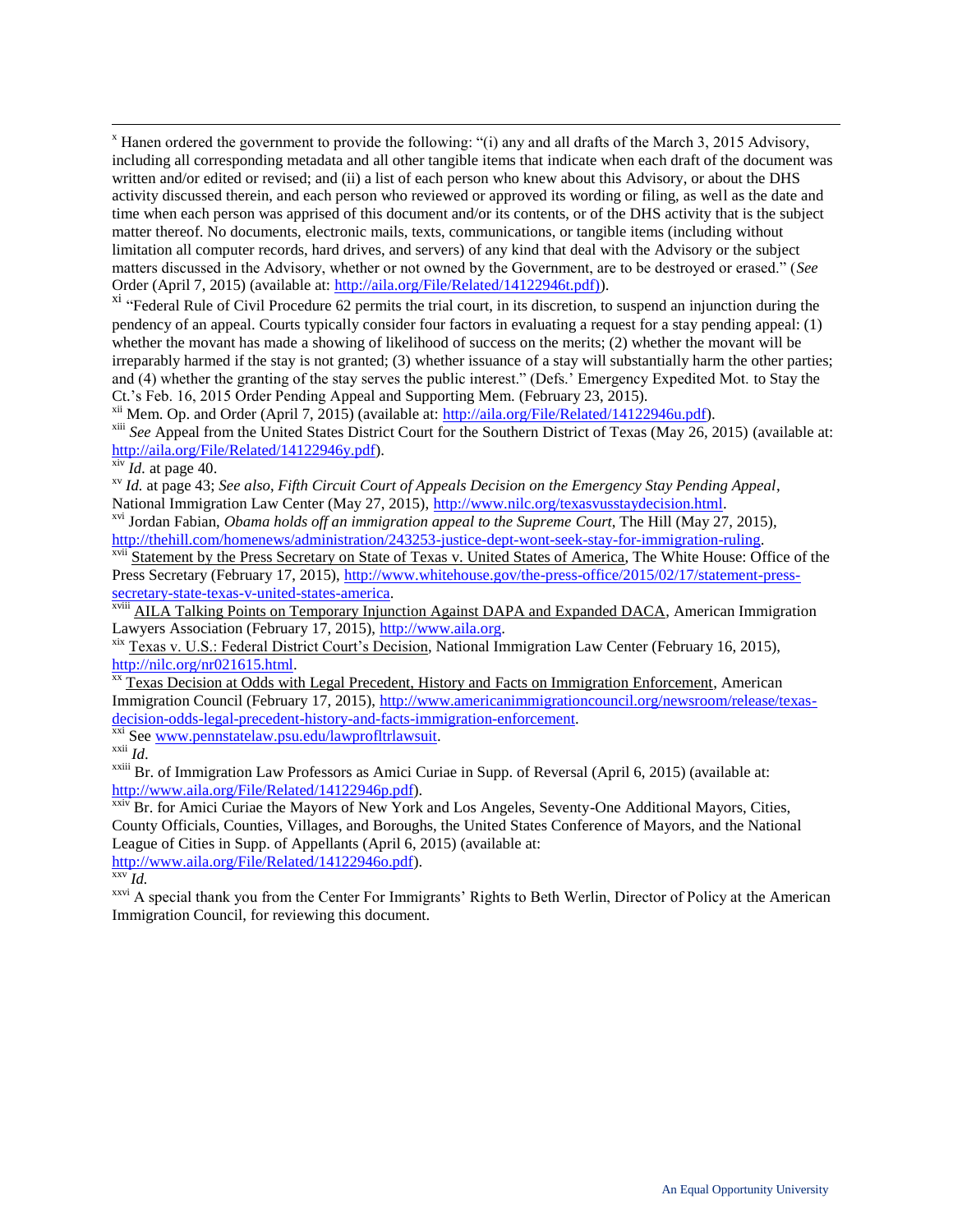[x] Hanen ordered the government to provide the following: "(i) any and all drafts of the March 3, 2015 Advisory, including all corresponding metadata and all other tangible items that indicate when each draft of the document was written and/or edited or revised; and (ii) a list of each person who knew about this Advisory, or about the DHS activity discussed therein, and each person who reviewed or approved its wording or filing, as well as the date and time when each person was apprised of this document and/or its contents, or of the DHS activity that is the subject matter thereof. No documents, electronic mails, texts, communications, or tangible items (including without limitation all computer records, hard drives, and servers) of any kind that deal with the Advisory or the subject matters discussed in the Advisory, whether or not owned by the Government, are to be destroyed or erased." (*See* Order (April 7, 2015) (available at: http://aila.org/File/Related/14122946t.pdf)).

[xi] "Federal Rule of Civil Procedure 62 permits the trial court, in its discretion, to suspend an injunction during the pendency of an appeal. Courts typically consider four factors in evaluating a request for a stay pending appeal: (1) whether the movant has made a showing of likelihood of success on the merits; (2) whether the movant will be irreparably harmed if the stay is not granted; (3) whether issuance of a stay will substantially harm the other parties; and (4) whether the granting of the stay serves the public interest." (Defs.' Emergency Expedited Mot. to Stay the Ct.'s Feb. 16, 2015 Order Pending Appeal and Supporting Mem. (February 23, 2015).

[xii] Mem. Op. and Order (April 7, 2015) (available at: http://aila.org/File/Related/14122946u.pdf).

[xiii] *See* Appeal from the United States District Court for the Southern District of Texas (May 26, 2015) (available at: http://aila.org/File/Related/14122946y.pdf).

[xiv] *Id.* at page 40.

[xv] *Id.* at page 43; *See also*, *Fifth Circuit Court of Appeals Decision on the Emergency Stay Pending Appeal*, National Immigration Law Center (May 27, 2015), http://www.nilc.org/texasvusstaydecision.html.

[xvi] Jordan Fabian, *Obama holds off an immigration appeal to the Supreme Court*, The Hill (May 27, 2015), http://thehill.com/homenews/administration/243253-justice-dept-wont-seek-stay-for-immigration-ruling.

[xvii] Statement by the Press Secretary on State of Texas v. United States of America, The White House: Office of the Press Secretary (February 17, 2015), http://www.whitehouse.gov/the-press-office/2015/02/17/statement-press-secretary-state-texas-v-united-states-america.

[xviii] AILA Talking Points on Temporary Injunction Against DAPA and Expanded DACA, American Immigration Lawyers Association (February 17, 2015), http://www.aila.org.

[xix] Texas v. U.S.: Federal District Court's Decision, National Immigration Law Center (February 16, 2015), http://nilc.org/nr021615.html.

[xx] Texas Decision at Odds with Legal Precedent, History and Facts on Immigration Enforcement, American Immigration Council (February 17, 2015), http://www.americanimmigrationcouncil.org/newsroom/release/texas-decision-odds-legal-precedent-history-and-facts-immigration-enforcement.

[xxi] See www.pennstatelaw.psu.edu/lawprofltrlawsuit.

[xxii] *Id*.

[xxiii] Br. of Immigration Law Professors as Amici Curiae in Supp. of Reversal (April 6, 2015) (available at: http://www.aila.org/File/Related/14122946p.pdf).

[xxiv] Br. for Amici Curiae the Mayors of New York and Los Angeles, Seventy-One Additional Mayors, Cities, County Officials, Counties, Villages, and Boroughs, the United States Conference of Mayors, and the National League of Cities in Supp. of Appellants (April 6, 2015) (available at: http://www.aila.org/File/Related/14122946o.pdf).

[xxv] *Id.*

[xxvi] A special thank you from the Center For Immigrants' Rights to Beth Werlin, Director of Policy at the American Immigration Council, for reviewing this document.

An Equal Opportunity University